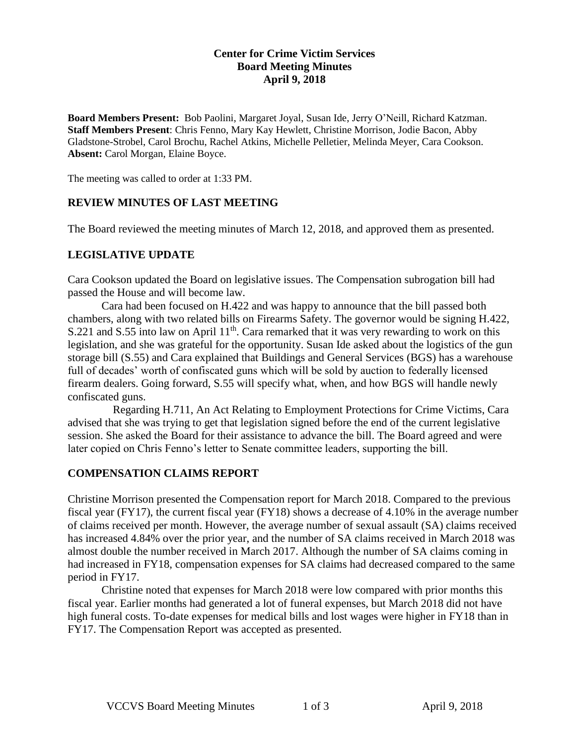# Center for Crime Victim Services
## Board Meeting Minutes
### April 9, 2018

**Board Members Present:** Bob Paolini, Margaret Joyal, Susan Ide, Jerry O'Neill, Richard Katzman.
**Staff Members Present**: Chris Fenno, Mary Kay Hewlett, Christine Morrison, Jodie Bacon, Abby Gladstone-Strobel, Carol Brochu, Rachel Atkins, Michelle Pelletier, Melinda Meyer, Cara Cookson.
**Absent:** Carol Morgan, Elaine Boyce.

The meeting was called to order at 1:33 PM.

## REVIEW MINUTES OF LAST MEETING

The Board reviewed the meeting minutes of March 12, 2018, and approved them as presented.

## LEGISLATIVE UPDATE

Cara Cookson updated the Board on legislative issues. The Compensation subrogation bill had passed the House and will become law.

Cara had been focused on H.422 and was happy to announce that the bill passed both chambers, along with two related bills on Firearms Safety. The governor would be signing H.422, S.221 and S.55 into law on April 11th. Cara remarked that it was very rewarding to work on this legislation, and she was grateful for the opportunity. Susan Ide asked about the logistics of the gun storage bill (S.55) and Cara explained that Buildings and General Services (BGS) has a warehouse full of decades' worth of confiscated guns which will be sold by auction to federally licensed firearm dealers. Going forward, S.55 will specify what, when, and how BGS will handle newly confiscated guns.

Regarding H.711, An Act Relating to Employment Protections for Crime Victims, Cara advised that she was trying to get that legislation signed before the end of the current legislative session. She asked the Board for their assistance to advance the bill. The Board agreed and were later copied on Chris Fenno's letter to Senate committee leaders, supporting the bill.

## COMPENSATION CLAIMS REPORT

Christine Morrison presented the Compensation report for March 2018. Compared to the previous fiscal year (FY17), the current fiscal year (FY18) shows a decrease of 4.10% in the average number of claims received per month. However, the average number of sexual assault (SA) claims received has increased 4.84% over the prior year, and the number of SA claims received in March 2018 was almost double the number received in March 2017. Although the number of SA claims coming in had increased in FY18, compensation expenses for SA claims had decreased compared to the same period in FY17.

Christine noted that expenses for March 2018 were low compared with prior months this fiscal year. Earlier months had generated a lot of funeral expenses, but March 2018 did not have high funeral costs. To-date expenses for medical bills and lost wages were higher in FY18 than in FY17. The Compensation Report was accepted as presented.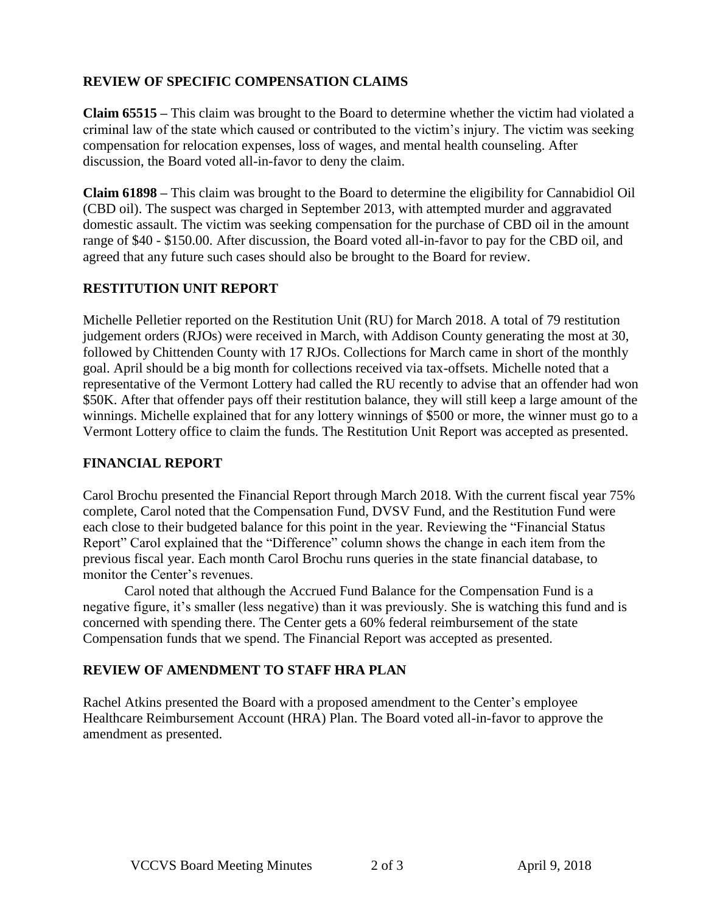## REVIEW OF SPECIFIC COMPENSATION CLAIMS

**Claim 65515 –** This claim was brought to the Board to determine whether the victim had violated a criminal law of the state which caused or contributed to the victim's injury. The victim was seeking compensation for relocation expenses, loss of wages, and mental health counseling. After discussion, the Board voted all-in-favor to deny the claim.

**Claim 61898 –** This claim was brought to the Board to determine the eligibility for Cannabidiol Oil (CBD oil). The suspect was charged in September 2013, with attempted murder and aggravated domestic assault. The victim was seeking compensation for the purchase of CBD oil in the amount range of $40 - $150.00. After discussion, the Board voted all-in-favor to pay for the CBD oil, and agreed that any future such cases should also be brought to the Board for review.

## RESTITUTION UNIT REPORT

Michelle Pelletier reported on the Restitution Unit (RU) for March 2018. A total of 79 restitution judgement orders (RJOs) were received in March, with Addison County generating the most at 30, followed by Chittenden County with 17 RJOs. Collections for March came in short of the monthly goal. April should be a big month for collections received via tax-offsets. Michelle noted that a representative of the Vermont Lottery had called the RU recently to advise that an offender had won $50K. After that offender pays off their restitution balance, they will still keep a large amount of the winnings. Michelle explained that for any lottery winnings of $500 or more, the winner must go to a Vermont Lottery office to claim the funds. The Restitution Unit Report was accepted as presented.

## FINANCIAL REPORT

Carol Brochu presented the Financial Report through March 2018. With the current fiscal year 75% complete, Carol noted that the Compensation Fund, DVSV Fund, and the Restitution Fund were each close to their budgeted balance for this point in the year. Reviewing the "Financial Status Report" Carol explained that the "Difference" column shows the change in each item from the previous fiscal year. Each month Carol Brochu runs queries in the state financial database, to monitor the Center's revenues.

Carol noted that although the Accrued Fund Balance for the Compensation Fund is a negative figure, it's smaller (less negative) than it was previously. She is watching this fund and is concerned with spending there. The Center gets a 60% federal reimbursement of the state Compensation funds that we spend. The Financial Report was accepted as presented.

## REVIEW OF AMENDMENT TO STAFF HRA PLAN

Rachel Atkins presented the Board with a proposed amendment to the Center's employee Healthcare Reimbursement Account (HRA) Plan. The Board voted all-in-favor to approve the amendment as presented.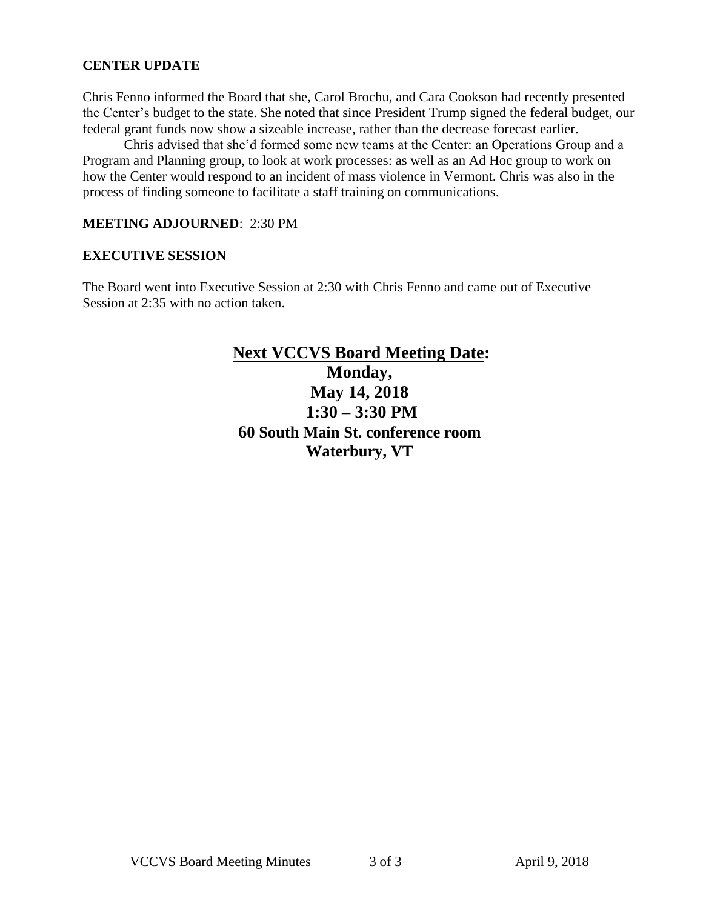**CENTER UPDATE**

Chris Fenno informed the Board that she, Carol Brochu, and Cara Cookson had recently presented the Center's budget to the state. She noted that since President Trump signed the federal budget, our federal grant funds now show a sizeable increase, rather than the decrease forecast earlier.

Chris advised that she'd formed some new teams at the Center: an Operations Group and a Program and Planning group, to look at work processes: as well as an Ad Hoc group to work on how the Center would respond to an incident of mass violence in Vermont. Chris was also in the process of finding someone to facilitate a staff training on communications.

**MEETING ADJOURNED**: 2:30 PM

**EXECUTIVE SESSION**

The Board went into Executive Session at 2:30 with Chris Fenno and came out of Executive Session at 2:35 with no action taken.

**<u>Next VCCVS Board Meeting Date</u>:**
**Monday,**
**May 14, 2018**
**1:30 – 3:30 PM**
**60 South Main St. conference room**
**Waterbury, VT**